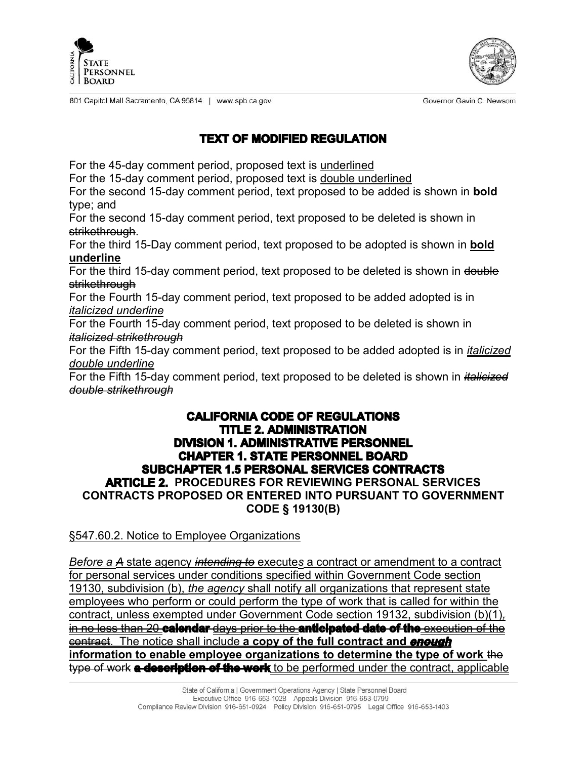# TEXT OF MODIFIED REGULATION

For the 45-day comment period, proposed text is <u>underlined</u>

For the 15-day comment period, proposed text is <u>double underlined</u>

For the second 15-day comment period, text proposed to be added is shown in **bold** type; and

For the second 15-day comment period, text proposed to be deleted is shown in ~~strikethrough~~.

For the third 15-Day comment period, text proposed to be adopted is shown in **<u>bold underline</u>**

For the third 15-day comment period, text proposed to be deleted is shown in ~~double strikethrough~~

For the Fourth 15-day comment period, text proposed to be added adopted is in *<u>italicized underline</u>*

For the Fourth 15-day comment period, text proposed to be deleted is shown in *~~italicized strikethrough~~*

For the Fifth 15-day comment period, text proposed to be added adopted is in *<u>italicized double underline</u>*

For the Fifth 15-day comment period, text proposed to be deleted is shown in *~~italicized double strikethrough~~*

## CALIFORNIA CODE OF REGULATIONS
## TITLE 2. ADMINISTRATION
## DIVISION 1. ADMINISTRATIVE PERSONNEL
## CHAPTER 1. STATE PERSONNEL BOARD
## SUBCHAPTER 1.5 PERSONAL SERVICES CONTRACTS
## ARTICLE 2. PROCEDURES FOR REVIEWING PERSONAL SERVICES CONTRACTS PROPOSED OR ENTERED INTO PURSUANT TO GOVERNMENT CODE § 19130(B)

<u>§547.60.2. Notice to Employee Organizations</u>

*<u>Before a</u>* *~~A~~* <u>state agency</u> *~~intending to~~* <u>execute</u>*<u>s</u>* <u>a contract or amendment to a contract for personal services under conditions specified within Government Code section 19130, subdivision (b),</u> *<u>the agency</u>* <u>shall notify all organizations that represent state employees who perform or could perform the type of work that is called for within the contract, unless exempted under Government Code section 19132, subdivision (b)(1)</u>~~,~~ ~~<u>in no less than 20</u>~~ ~~**calendar**~~ ~~<u>days prior to the</u>~~ ~~**anticipated date of the**~~ ~~<u>execution of the contract</u>~~<u>. The notice shall include</u> **<u>a copy of the full contract and</u>** ***<u>enough</u>*** **<u>information to enable employee organizations to determine the type of work</u>** ~~<u>the type of work</u>~~ ~~**a description of the work**~~ <u>to be performed under the contract, applicable</u>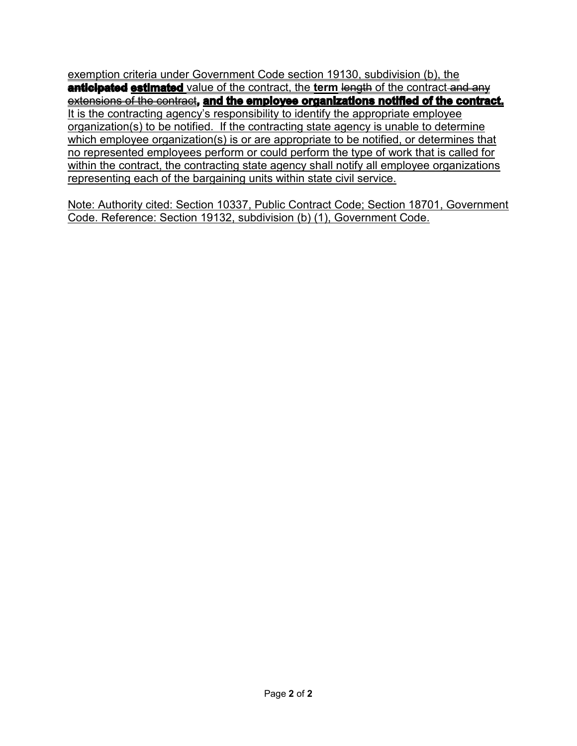exemption criteria under Government Code section 19130, subdivision (b), the **anticipated** **estimated** value of the contract, the **term** ~~length~~ of the contract ~~and any extensions of the contract~~**, and the employee organizations notified of the contract.** It is the contracting agency's responsibility to identify the appropriate employee organization(s) to be notified. If the contracting state agency is unable to determine which employee organization(s) is or are appropriate to be notified, or determines that no represented employees perform or could perform the type of work that is called for within the contract, the contracting state agency shall notify all employee organizations representing each of the bargaining units within state civil service.

Note: Authority cited: Section 10337, Public Contract Code; Section 18701, Government Code. Reference: Section 19132, subdivision (b) (1), Government Code.